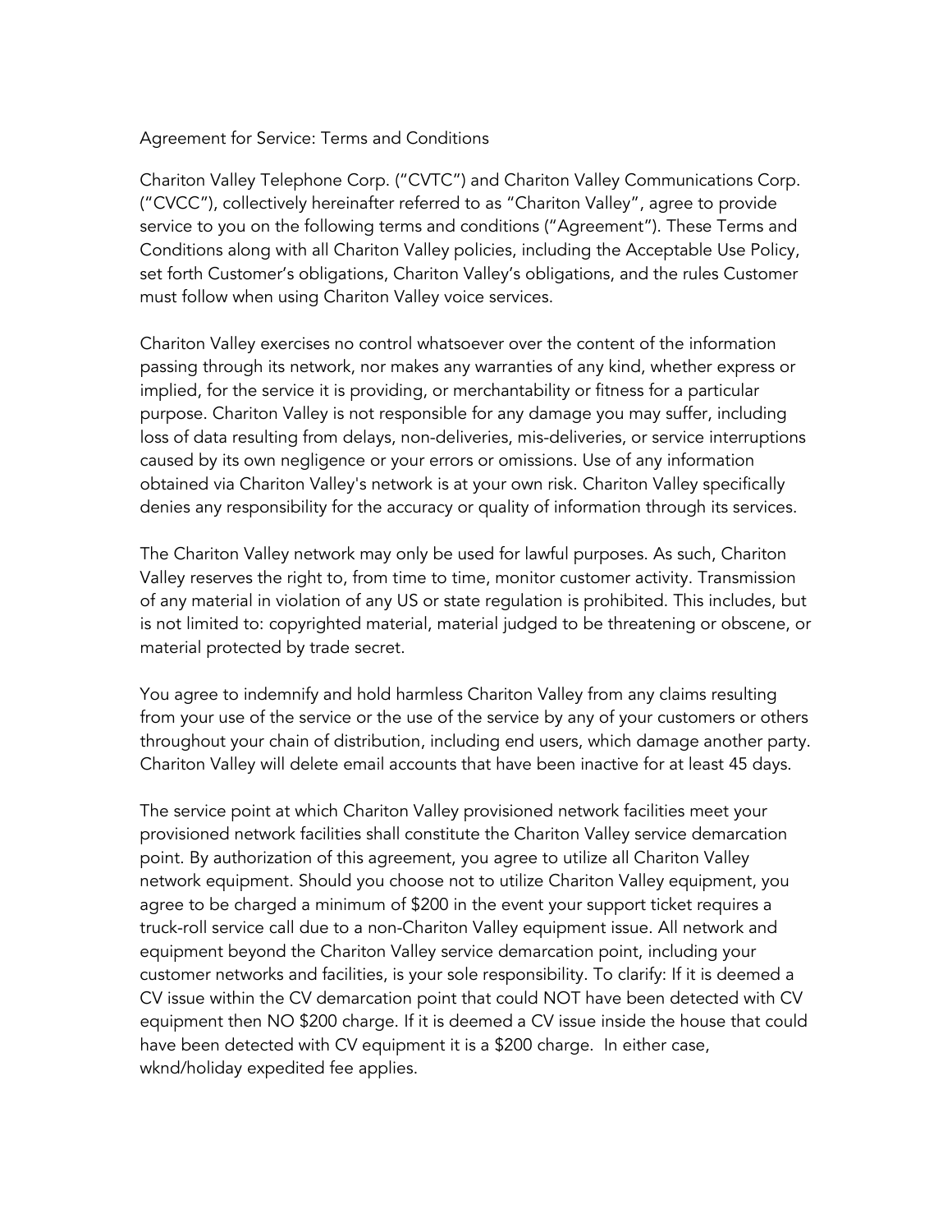Agreement for Service: Terms and Conditions

Chariton Valley Telephone Corp. (“CVTC”) and Chariton Valley Communications Corp. (“CVCC”), collectively hereinafter referred to as “Chariton Valley”, agree to provide service to you on the following terms and conditions (“Agreement”). These Terms and Conditions along with all Chariton Valley policies, including the Acceptable Use Policy, set forth Customer’s obligations, Chariton Valley’s obligations, and the rules Customer must follow when using Chariton Valley voice services.

Chariton Valley exercises no control whatsoever over the content of the information passing through its network, nor makes any warranties of any kind, whether express or implied, for the service it is providing, or merchantability or fitness for a particular purpose. Chariton Valley is not responsible for any damage you may suffer, including loss of data resulting from delays, non-deliveries, mis-deliveries, or service interruptions caused by its own negligence or your errors or omissions. Use of any information obtained via Chariton Valley's network is at your own risk. Chariton Valley specifically denies any responsibility for the accuracy or quality of information through its services.

The Chariton Valley network may only be used for lawful purposes. As such, Chariton Valley reserves the right to, from time to time, monitor customer activity. Transmission of any material in violation of any US or state regulation is prohibited. This includes, but is not limited to: copyrighted material, material judged to be threatening or obscene, or material protected by trade secret.

You agree to indemnify and hold harmless Chariton Valley from any claims resulting from your use of the service or the use of the service by any of your customers or others throughout your chain of distribution, including end users, which damage another party. Chariton Valley will delete email accounts that have been inactive for at least 45 days.

The service point at which Chariton Valley provisioned network facilities meet your provisioned network facilities shall constitute the Chariton Valley service demarcation point. By authorization of this agreement, you agree to utilize all Chariton Valley network equipment. Should you choose not to utilize Chariton Valley equipment, you agree to be charged a minimum of $200 in the event your support ticket requires a truck-roll service call due to a non-Chariton Valley equipment issue. All network and equipment beyond the Chariton Valley service demarcation point, including your customer networks and facilities, is your sole responsibility. To clarify: If it is deemed a CV issue within the CV demarcation point that could NOT have been detected with CV equipment then NO $200 charge. If it is deemed a CV issue inside the house that could have been detected with CV equipment it is a $200 charge. In either case, wknd/holiday expedited fee applies.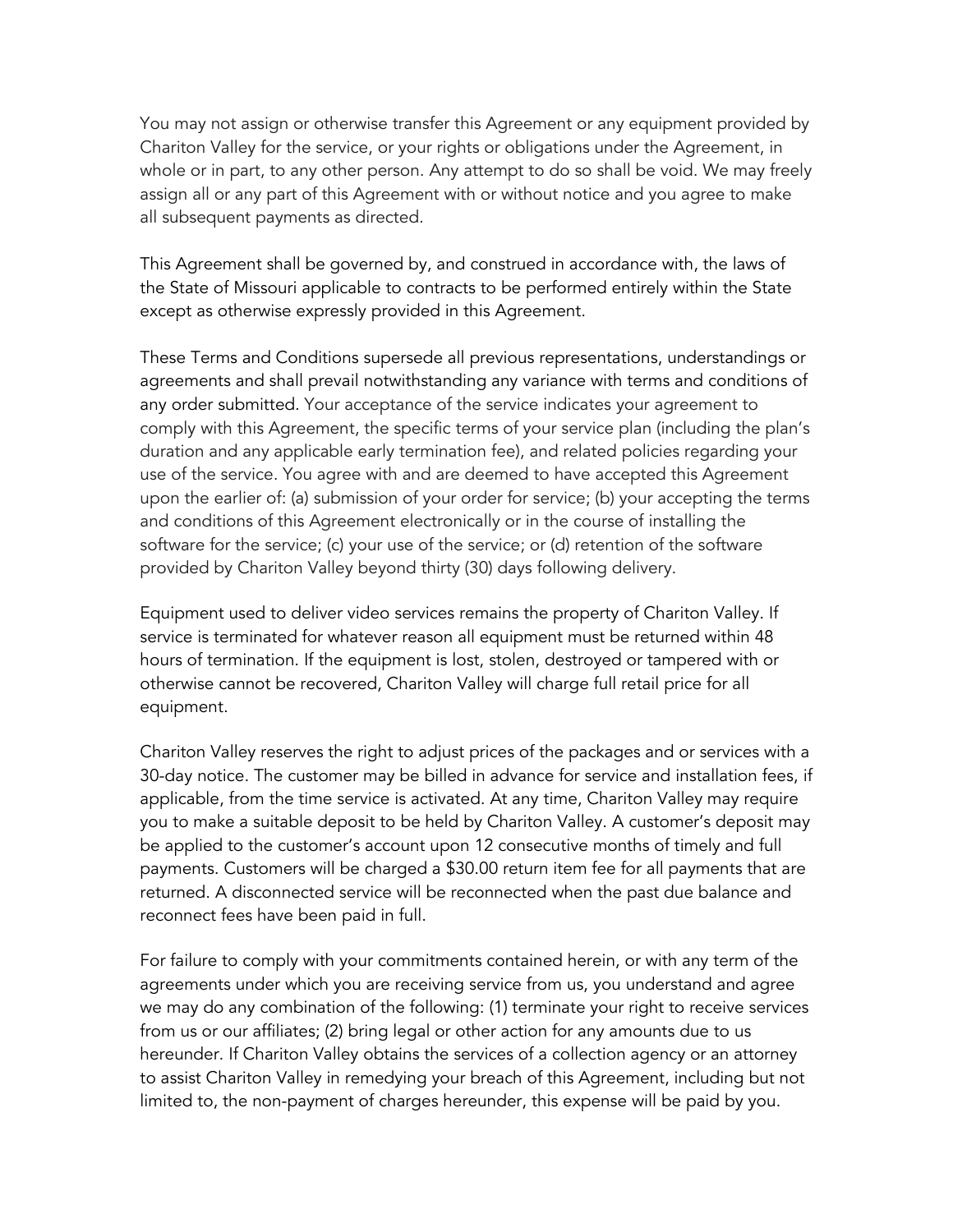You may not assign or otherwise transfer this Agreement or any equipment provided by Chariton Valley for the service, or your rights or obligations under the Agreement, in whole or in part, to any other person. Any attempt to do so shall be void. We may freely assign all or any part of this Agreement with or without notice and you agree to make all subsequent payments as directed.

This Agreement shall be governed by, and construed in accordance with, the laws of the State of Missouri applicable to contracts to be performed entirely within the State except as otherwise expressly provided in this Agreement.

These Terms and Conditions supersede all previous representations, understandings or agreements and shall prevail notwithstanding any variance with terms and conditions of any order submitted. Your acceptance of the service indicates your agreement to comply with this Agreement, the specific terms of your service plan (including the plan's duration and any applicable early termination fee), and related policies regarding your use of the service. You agree with and are deemed to have accepted this Agreement upon the earlier of: (a) submission of your order for service; (b) your accepting the terms and conditions of this Agreement electronically or in the course of installing the software for the service; (c) your use of the service; or (d) retention of the software provided by Chariton Valley beyond thirty (30) days following delivery.

Equipment used to deliver video services remains the property of Chariton Valley. If service is terminated for whatever reason all equipment must be returned within 48 hours of termination. If the equipment is lost, stolen, destroyed or tampered with or otherwise cannot be recovered, Chariton Valley will charge full retail price for all equipment.

Chariton Valley reserves the right to adjust prices of the packages and or services with a 30-day notice. The customer may be billed in advance for service and installation fees, if applicable, from the time service is activated. At any time, Chariton Valley may require you to make a suitable deposit to be held by Chariton Valley. A customer's deposit may be applied to the customer's account upon 12 consecutive months of timely and full payments. Customers will be charged a $30.00 return item fee for all payments that are returned. A disconnected service will be reconnected when the past due balance and reconnect fees have been paid in full.

For failure to comply with your commitments contained herein, or with any term of the agreements under which you are receiving service from us, you understand and agree we may do any combination of the following: (1) terminate your right to receive services from us or our affiliates; (2) bring legal or other action for any amounts due to us hereunder. If Chariton Valley obtains the services of a collection agency or an attorney to assist Chariton Valley in remedying your breach of this Agreement, including but not limited to, the non-payment of charges hereunder, this expense will be paid by you.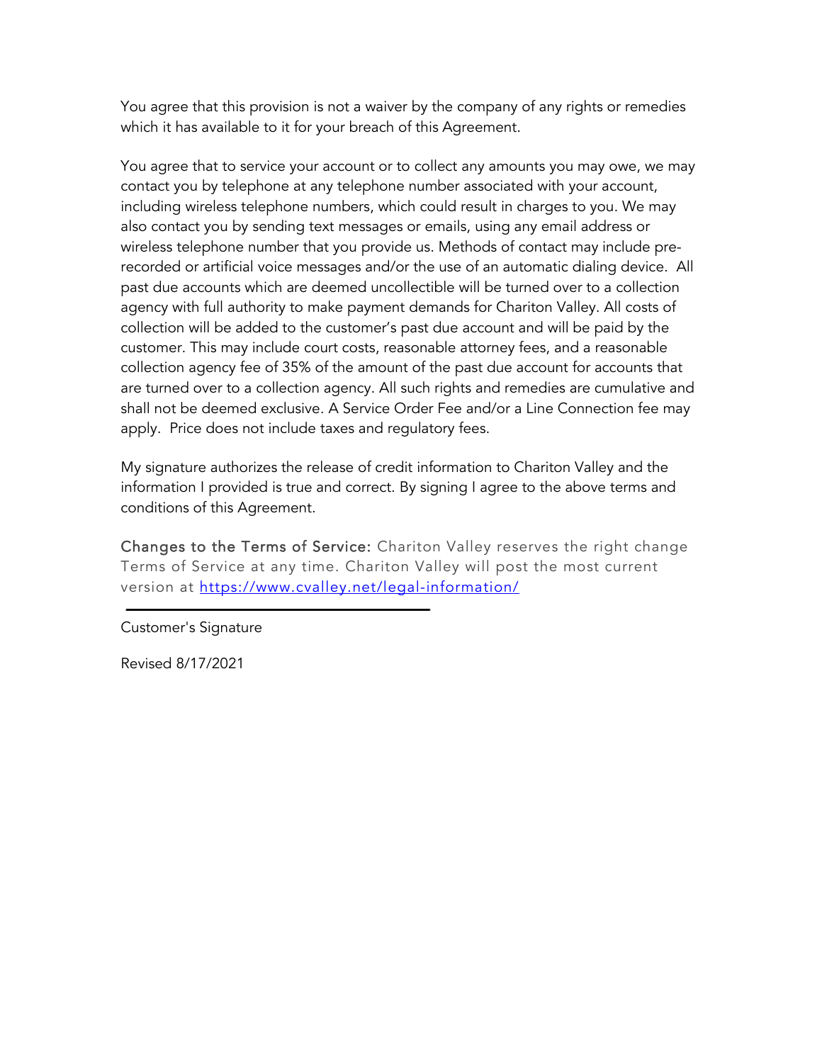You agree that this provision is not a waiver by the company of any rights or remedies which it has available to it for your breach of this Agreement.

You agree that to service your account or to collect any amounts you may owe, we may contact you by telephone at any telephone number associated with your account, including wireless telephone numbers, which could result in charges to you. We may also contact you by sending text messages or emails, using any email address or wireless telephone number that you provide us. Methods of contact may include pre-recorded or artificial voice messages and/or the use of an automatic dialing device. All past due accounts which are deemed uncollectible will be turned over to a collection agency with full authority to make payment demands for Chariton Valley. All costs of collection will be added to the customer's past due account and will be paid by the customer. This may include court costs, reasonable attorney fees, and a reasonable collection agency fee of 35% of the amount of the past due account for accounts that are turned over to a collection agency. All such rights and remedies are cumulative and shall not be deemed exclusive. A Service Order Fee and/or a Line Connection fee may apply. Price does not include taxes and regulatory fees.

My signature authorizes the release of credit information to Chariton Valley and the information I provided is true and correct. By signing I agree to the above terms and conditions of this Agreement.

Changes to the Terms of Service: Chariton Valley reserves the right change Terms of Service at any time. Chariton Valley will post the most current version at https://www.cvalley.net/legal-information/

\_\_\_\_\_\_\_\_\_\_\_\_\_\_\_\_\_\_\_\_\_\_\_\_\_\_\_\_\_\_\_\_\_\_\_\_\_\_

Customer's Signature

Revised 8/17/2021